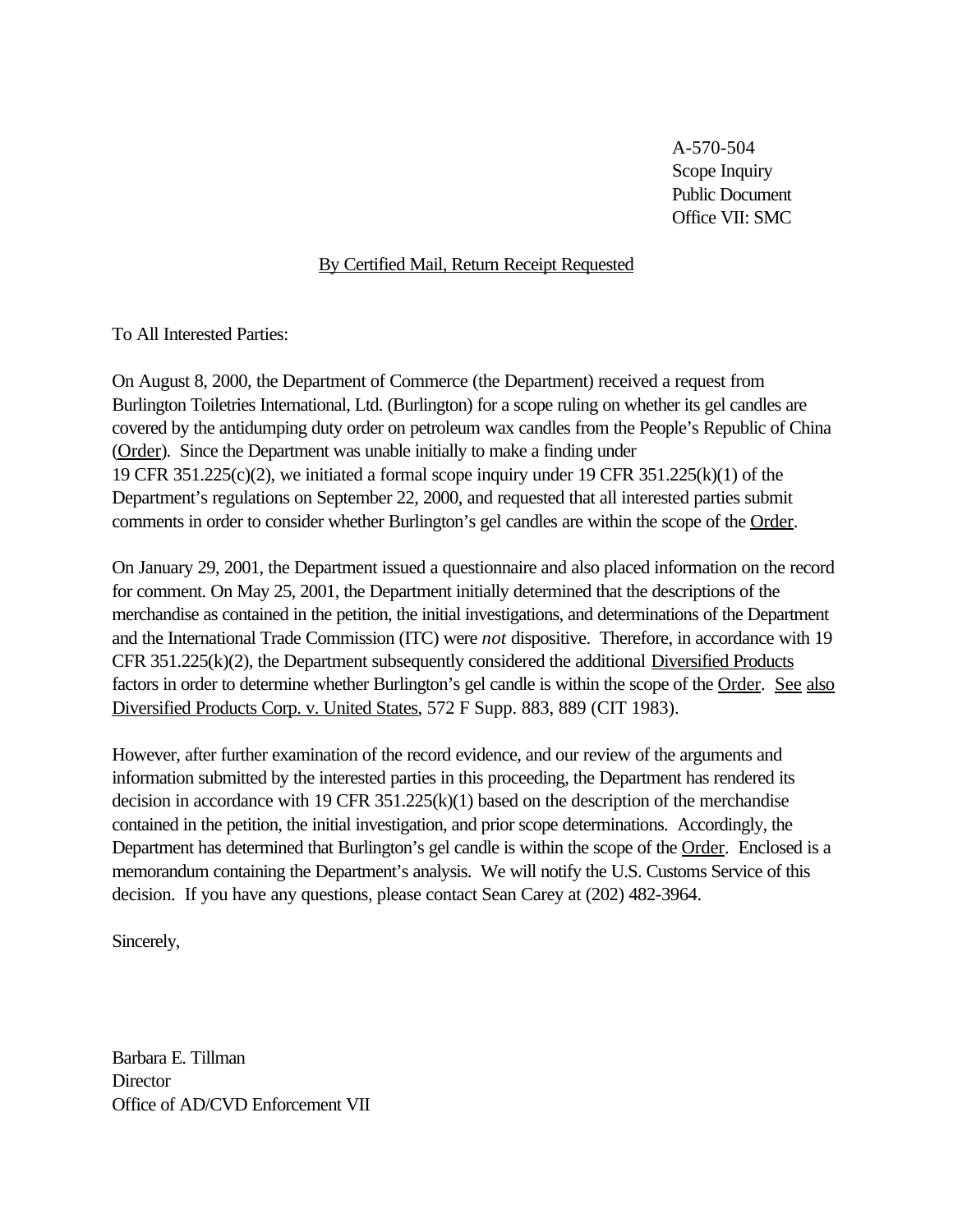A-570-504
Scope Inquiry
Public Document
Office VII: SMC

By Certified Mail, Return Receipt Requested

To All Interested Parties:

On August 8, 2000, the Department of Commerce (the Department) received a request from Burlington Toiletries International, Ltd. (Burlington) for a scope ruling on whether its gel candles are covered by the antidumping duty order on petroleum wax candles from the People's Republic of China (Order). Since the Department was unable initially to make a finding under 19 CFR 351.225(c)(2), we initiated a formal scope inquiry under 19 CFR 351.225(k)(1) of the Department's regulations on September 22, 2000, and requested that all interested parties submit comments in order to consider whether Burlington's gel candles are within the scope of the Order.

On January 29, 2001, the Department issued a questionnaire and also placed information on the record for comment. On May 25, 2001, the Department initially determined that the descriptions of the merchandise as contained in the petition, the initial investigations, and determinations of the Department and the International Trade Commission (ITC) were *not* dispositive. Therefore, in accordance with 19 CFR 351.225(k)(2), the Department subsequently considered the additional Diversified Products factors in order to determine whether Burlington's gel candle is within the scope of the Order. See also Diversified Products Corp. v. United States, 572 F Supp. 883, 889 (CIT 1983).

However, after further examination of the record evidence, and our review of the arguments and information submitted by the interested parties in this proceeding, the Department has rendered its decision in accordance with 19 CFR 351.225(k)(1) based on the description of the merchandise contained in the petition, the initial investigation, and prior scope determinations. Accordingly, the Department has determined that Burlington's gel candle is within the scope of the Order. Enclosed is a memorandum containing the Department's analysis. We will notify the U.S. Customs Service of this decision. If you have any questions, please contact Sean Carey at (202) 482-3964.

Sincerely,

Barbara E. Tillman
Director
Office of AD/CVD Enforcement VII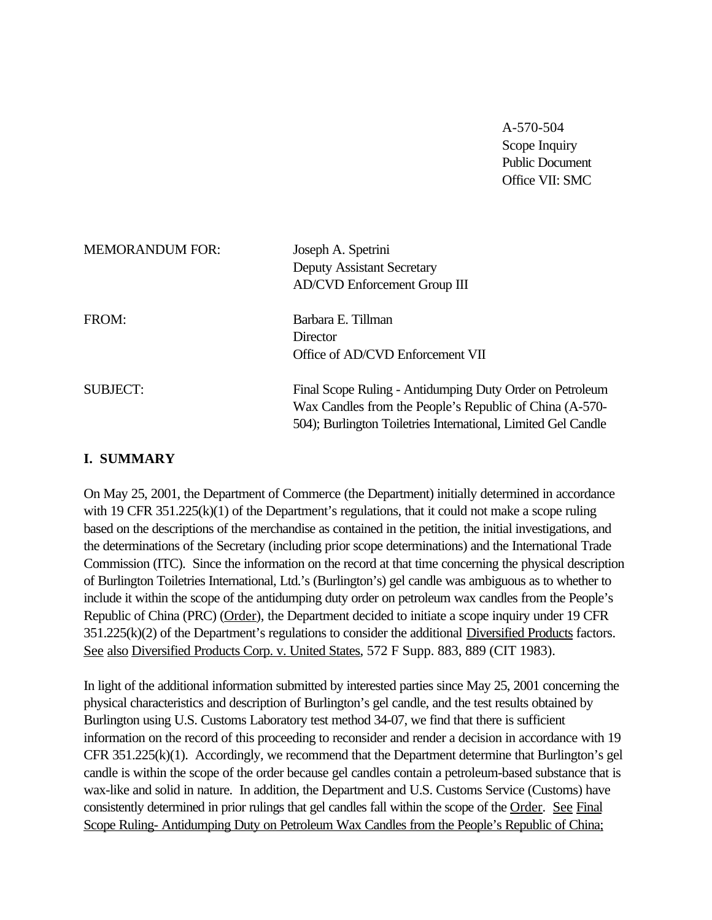A-570-504
Scope Inquiry
Public Document
Office VII: SMC

MEMORANDUM FOR: Joseph A. Spetrini
Deputy Assistant Secretary
AD/CVD Enforcement Group III

FROM: Barbara E. Tillman
Director
Office of AD/CVD Enforcement VII

SUBJECT: Final Scope Ruling - Antidumping Duty Order on Petroleum Wax Candles from the People's Republic of China (A-570-504); Burlington Toiletries International, Limited Gel Candle

## I. SUMMARY

On May 25, 2001, the Department of Commerce (the Department) initially determined in accordance with 19 CFR 351.225(k)(1) of the Department's regulations, that it could not make a scope ruling based on the descriptions of the merchandise as contained in the petition, the initial investigations, and the determinations of the Secretary (including prior scope determinations) and the International Trade Commission (ITC). Since the information on the record at that time concerning the physical description of Burlington Toiletries International, Ltd.'s (Burlington's) gel candle was ambiguous as to whether to include it within the scope of the antidumping duty order on petroleum wax candles from the People's Republic of China (PRC) (Order), the Department decided to initiate a scope inquiry under 19 CFR 351.225(k)(2) of the Department's regulations to consider the additional Diversified Products factors. See also Diversified Products Corp. v. United States, 572 F Supp. 883, 889 (CIT 1983).

In light of the additional information submitted by interested parties since May 25, 2001 concerning the physical characteristics and description of Burlington's gel candle, and the test results obtained by Burlington using U.S. Customs Laboratory test method 34-07, we find that there is sufficient information on the record of this proceeding to reconsider and render a decision in accordance with 19 CFR 351.225(k)(1). Accordingly, we recommend that the Department determine that Burlington's gel candle is within the scope of the order because gel candles contain a petroleum-based substance that is wax-like and solid in nature. In addition, the Department and U.S. Customs Service (Customs) have consistently determined in prior rulings that gel candles fall within the scope of the Order. See Final Scope Ruling- Antidumping Duty on Petroleum Wax Candles from the People's Republic of China;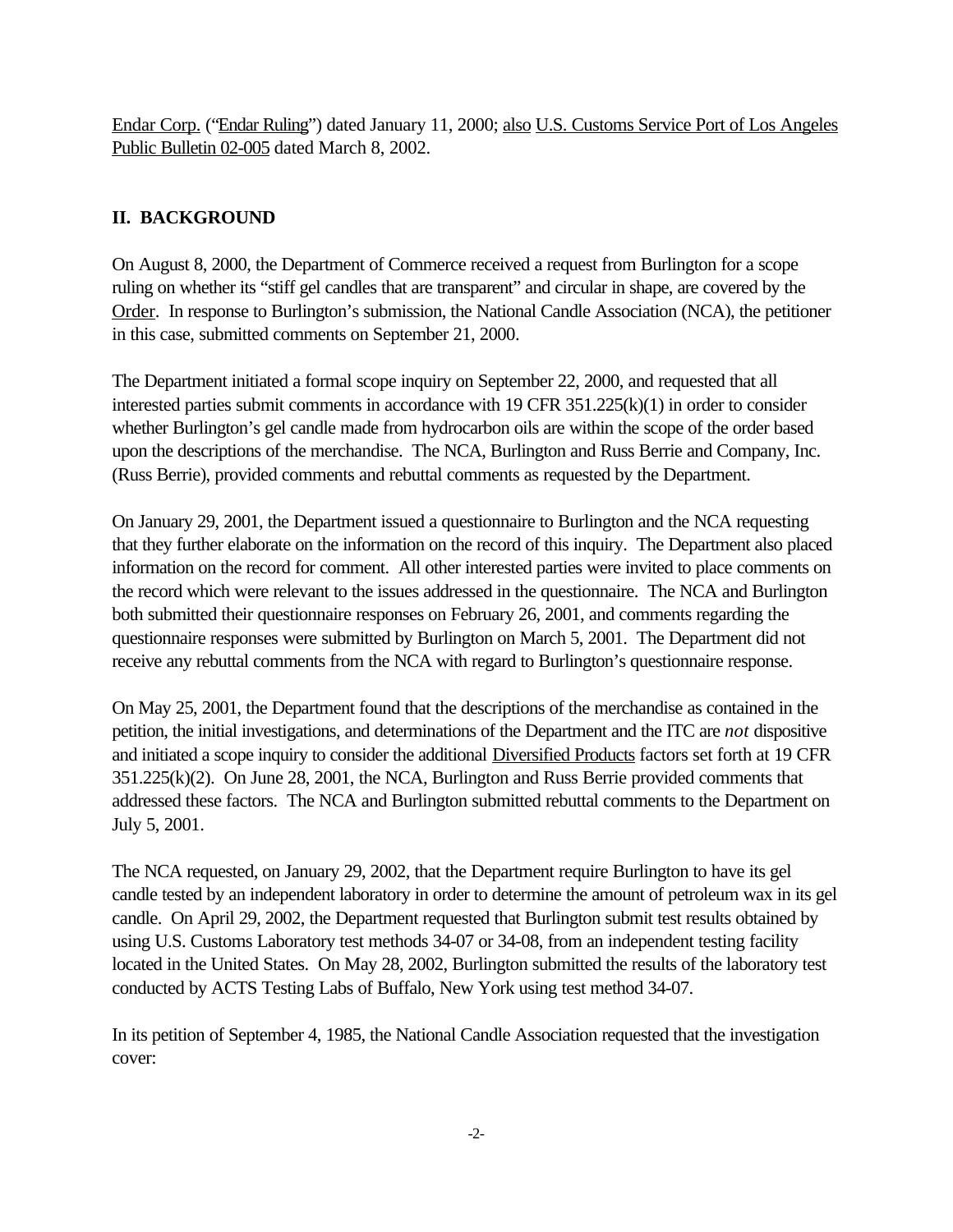Endar Corp. ("Endar Ruling") dated January 11, 2000; also U.S. Customs Service Port of Los Angeles Public Bulletin 02-005 dated March 8, 2002.

## II. BACKGROUND

On August 8, 2000, the Department of Commerce received a request from Burlington for a scope ruling on whether its "stiff gel candles that are transparent" and circular in shape, are covered by the Order. In response to Burlington's submission, the National Candle Association (NCA), the petitioner in this case, submitted comments on September 21, 2000.

The Department initiated a formal scope inquiry on September 22, 2000, and requested that all interested parties submit comments in accordance with 19 CFR 351.225(k)(1) in order to consider whether Burlington's gel candle made from hydrocarbon oils are within the scope of the order based upon the descriptions of the merchandise. The NCA, Burlington and Russ Berrie and Company, Inc. (Russ Berrie), provided comments and rebuttal comments as requested by the Department.

On January 29, 2001, the Department issued a questionnaire to Burlington and the NCA requesting that they further elaborate on the information on the record of this inquiry. The Department also placed information on the record for comment. All other interested parties were invited to place comments on the record which were relevant to the issues addressed in the questionnaire. The NCA and Burlington both submitted their questionnaire responses on February 26, 2001, and comments regarding the questionnaire responses were submitted by Burlington on March 5, 2001. The Department did not receive any rebuttal comments from the NCA with regard to Burlington's questionnaire response.

On May 25, 2001, the Department found that the descriptions of the merchandise as contained in the petition, the initial investigations, and determinations of the Department and the ITC are *not* dispositive and initiated a scope inquiry to consider the additional Diversified Products factors set forth at 19 CFR 351.225(k)(2). On June 28, 2001, the NCA, Burlington and Russ Berrie provided comments that addressed these factors. The NCA and Burlington submitted rebuttal comments to the Department on July 5, 2001.

The NCA requested, on January 29, 2002, that the Department require Burlington to have its gel candle tested by an independent laboratory in order to determine the amount of petroleum wax in its gel candle. On April 29, 2002, the Department requested that Burlington submit test results obtained by using U.S. Customs Laboratory test methods 34-07 or 34-08, from an independent testing facility located in the United States. On May 28, 2002, Burlington submitted the results of the laboratory test conducted by ACTS Testing Labs of Buffalo, New York using test method 34-07.

In its petition of September 4, 1985, the National Candle Association requested that the investigation cover: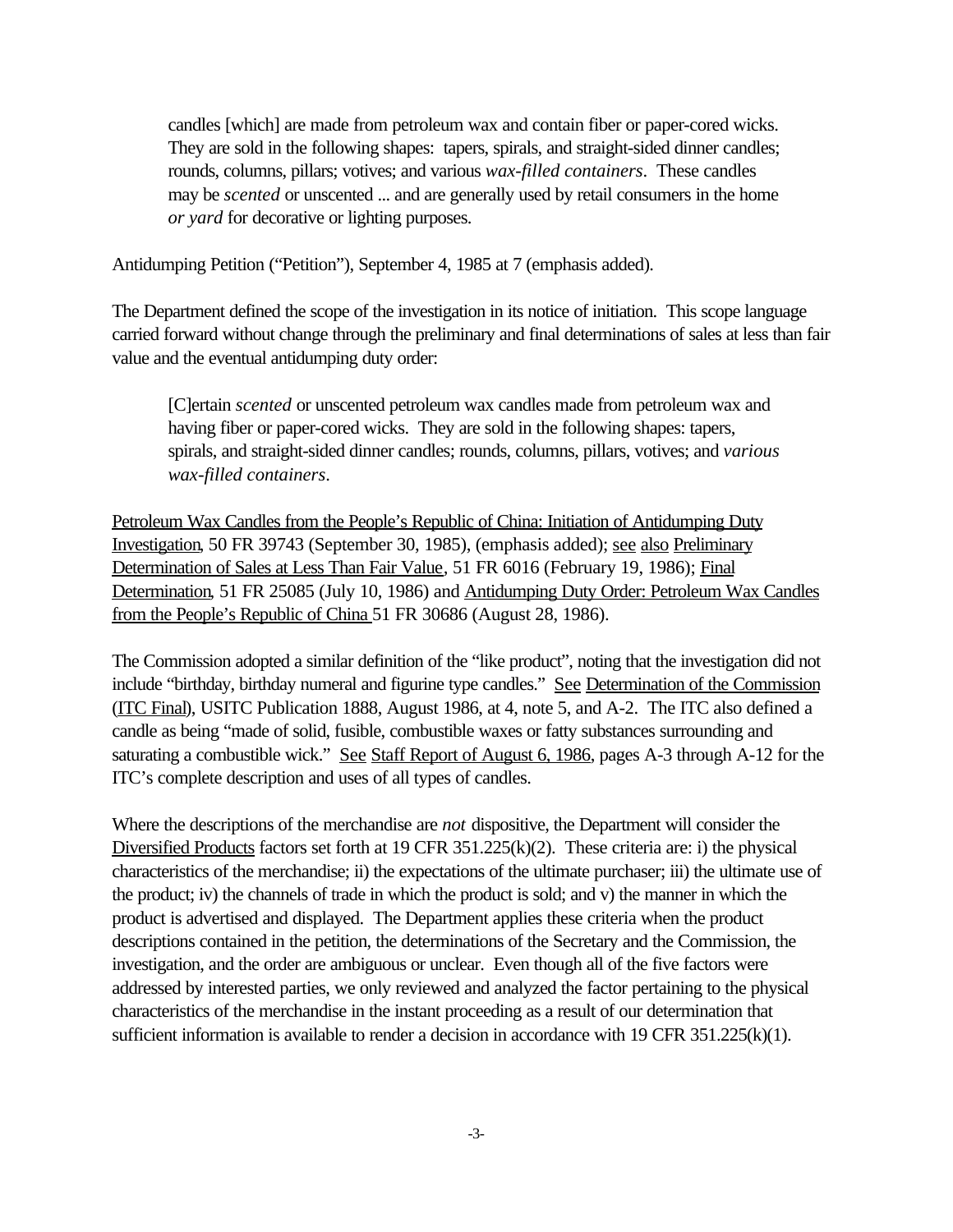> candles [which] are made from petroleum wax and contain fiber or paper-cored wicks. They are sold in the following shapes: tapers, spirals, and straight-sided dinner candles; rounds, columns, pillars; votives; and various *wax-filled containers*. These candles may be *scented* or unscented ... and are generally used by retail consumers in the home *or yard* for decorative or lighting purposes.

Antidumping Petition ("Petition"), September 4, 1985 at 7 (emphasis added).

The Department defined the scope of the investigation in its notice of initiation. This scope language carried forward without change through the preliminary and final determinations of sales at less than fair value and the eventual antidumping duty order:

> [C]ertain *scented* or unscented petroleum wax candles made from petroleum wax and having fiber or paper-cored wicks. They are sold in the following shapes: tapers, spirals, and straight-sided dinner candles; rounds, columns, pillars, votives; and *various wax-filled containers*.

Petroleum Wax Candles from the People's Republic of China: Initiation of Antidumping Duty Investigation, 50 FR 39743 (September 30, 1985), (emphasis added); see also Preliminary Determination of Sales at Less Than Fair Value, 51 FR 6016 (February 19, 1986); Final Determination, 51 FR 25085 (July 10, 1986) and Antidumping Duty Order: Petroleum Wax Candles from the People's Republic of China 51 FR 30686 (August 28, 1986).

The Commission adopted a similar definition of the "like product", noting that the investigation did not include "birthday, birthday numeral and figurine type candles." See Determination of the Commission (ITC Final), USITC Publication 1888, August 1986, at 4, note 5, and A-2. The ITC also defined a candle as being "made of solid, fusible, combustible waxes or fatty substances surrounding and saturating a combustible wick." See Staff Report of August 6, 1986, pages A-3 through A-12 for the ITC's complete description and uses of all types of candles.

Where the descriptions of the merchandise are *not* dispositive, the Department will consider the Diversified Products factors set forth at 19 CFR 351.225(k)(2). These criteria are: i) the physical characteristics of the merchandise; ii) the expectations of the ultimate purchaser; iii) the ultimate use of the product; iv) the channels of trade in which the product is sold; and v) the manner in which the product is advertised and displayed. The Department applies these criteria when the product descriptions contained in the petition, the determinations of the Secretary and the Commission, the investigation, and the order are ambiguous or unclear. Even though all of the five factors were addressed by interested parties, we only reviewed and analyzed the factor pertaining to the physical characteristics of the merchandise in the instant proceeding as a result of our determination that sufficient information is available to render a decision in accordance with 19 CFR 351.225(k)(1).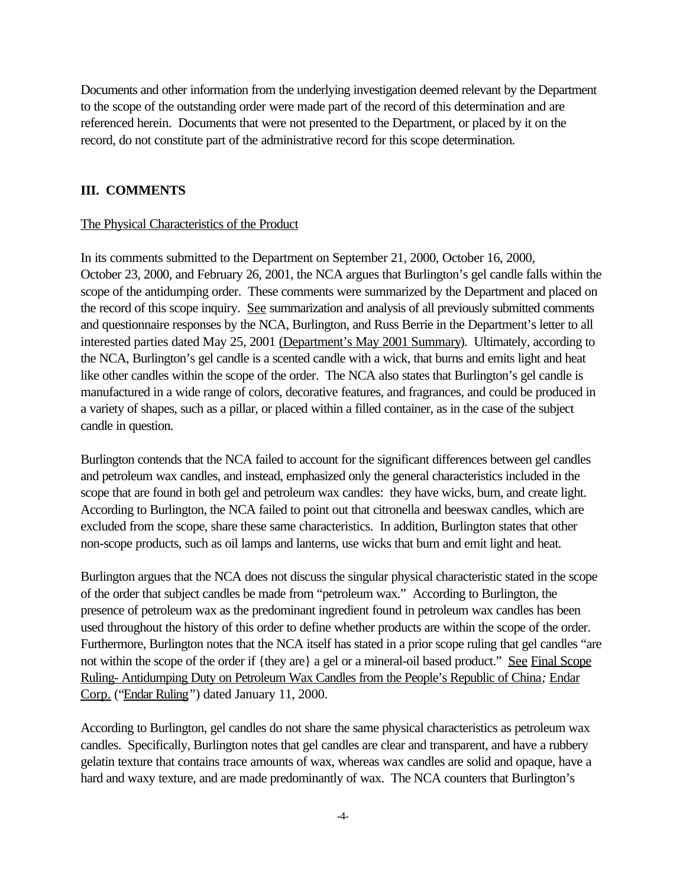Documents and other information from the underlying investigation deemed relevant by the Department to the scope of the outstanding order were made part of the record of this determination and are referenced herein. Documents that were not presented to the Department, or placed by it on the record, do not constitute part of the administrative record for this scope determination.

## III. COMMENTS

<u>The Physical Characteristics of the Product</u>

In its comments submitted to the Department on September 21, 2000, October 16, 2000, October 23, 2000, and February 26, 2001, the NCA argues that Burlington's gel candle falls within the scope of the antidumping order. These comments were summarized by the Department and placed on the record of this scope inquiry. <u>See</u> summarization and analysis of all previously submitted comments and questionnaire responses by the NCA, Burlington, and Russ Berrie in the Department's letter to all interested parties dated May 25, 2001 <u>(Department's May 2001 Summary</u>). Ultimately, according to the NCA, Burlington's gel candle is a scented candle with a wick, that burns and emits light and heat like other candles within the scope of the order. The NCA also states that Burlington's gel candle is manufactured in a wide range of colors, decorative features, and fragrances, and could be produced in a variety of shapes, such as a pillar, or placed within a filled container, as in the case of the subject candle in question.

Burlington contends that the NCA failed to account for the significant differences between gel candles and petroleum wax candles, and instead, emphasized only the general characteristics included in the scope that are found in both gel and petroleum wax candles: they have wicks, burn, and create light. According to Burlington, the NCA failed to point out that citronella and beeswax candles, which are excluded from the scope, share these same characteristics. In addition, Burlington states that other non-scope products, such as oil lamps and lanterns, use wicks that burn and emit light and heat.

Burlington argues that the NCA does not discuss the singular physical characteristic stated in the scope of the order that subject candles be made from "petroleum wax." According to Burlington, the presence of petroleum wax as the predominant ingredient found in petroleum wax candles has been used throughout the history of this order to define whether products are within the scope of the order. Furthermore, Burlington notes that the NCA itself has stated in a prior scope ruling that gel candles "are not within the scope of the order if {they are} a gel or a mineral-oil based product." <u>See</u> <u>Final Scope Ruling- Antidumping Duty on Petroleum Wax Candles from the People's Republic of China</u>*;* <u>Endar Corp.</u> ("<u>Endar Ruling</u>") dated January 11, 2000.

According to Burlington, gel candles do not share the same physical characteristics as petroleum wax candles. Specifically, Burlington notes that gel candles are clear and transparent, and have a rubbery gelatin texture that contains trace amounts of wax, whereas wax candles are solid and opaque, have a hard and waxy texture, and are made predominantly of wax. The NCA counters that Burlington's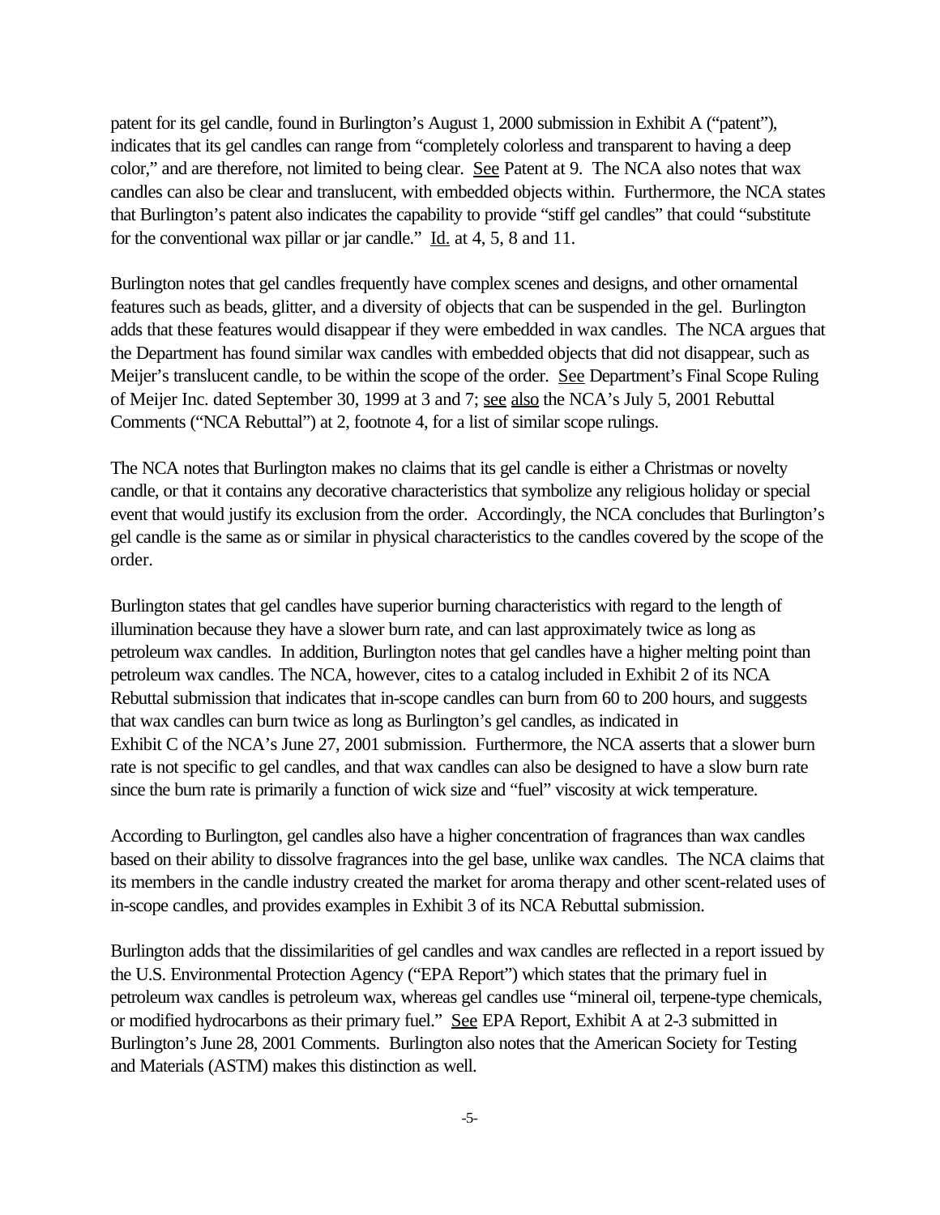patent for its gel candle, found in Burlington's August 1, 2000 submission in Exhibit A ("patent"), indicates that its gel candles can range from "completely colorless and transparent to having a deep color," and are therefore, not limited to being clear. See Patent at 9. The NCA also notes that wax candles can also be clear and translucent, with embedded objects within. Furthermore, the NCA states that Burlington's patent also indicates the capability to provide "stiff gel candles" that could "substitute for the conventional wax pillar or jar candle." Id. at 4, 5, 8 and 11.

Burlington notes that gel candles frequently have complex scenes and designs, and other ornamental features such as beads, glitter, and a diversity of objects that can be suspended in the gel. Burlington adds that these features would disappear if they were embedded in wax candles. The NCA argues that the Department has found similar wax candles with embedded objects that did not disappear, such as Meijer's translucent candle, to be within the scope of the order. See Department's Final Scope Ruling of Meijer Inc. dated September 30, 1999 at 3 and 7; see also the NCA's July 5, 2001 Rebuttal Comments ("NCA Rebuttal") at 2, footnote 4, for a list of similar scope rulings.

The NCA notes that Burlington makes no claims that its gel candle is either a Christmas or novelty candle, or that it contains any decorative characteristics that symbolize any religious holiday or special event that would justify its exclusion from the order. Accordingly, the NCA concludes that Burlington's gel candle is the same as or similar in physical characteristics to the candles covered by the scope of the order.

Burlington states that gel candles have superior burning characteristics with regard to the length of illumination because they have a slower burn rate, and can last approximately twice as long as petroleum wax candles. In addition, Burlington notes that gel candles have a higher melting point than petroleum wax candles. The NCA, however, cites to a catalog included in Exhibit 2 of its NCA Rebuttal submission that indicates that in-scope candles can burn from 60 to 200 hours, and suggests that wax candles can burn twice as long as Burlington's gel candles, as indicated in Exhibit C of the NCA's June 27, 2001 submission. Furthermore, the NCA asserts that a slower burn rate is not specific to gel candles, and that wax candles can also be designed to have a slow burn rate since the burn rate is primarily a function of wick size and "fuel" viscosity at wick temperature.

According to Burlington, gel candles also have a higher concentration of fragrances than wax candles based on their ability to dissolve fragrances into the gel base, unlike wax candles. The NCA claims that its members in the candle industry created the market for aroma therapy and other scent-related uses of in-scope candles, and provides examples in Exhibit 3 of its NCA Rebuttal submission.

Burlington adds that the dissimilarities of gel candles and wax candles are reflected in a report issued by the U.S. Environmental Protection Agency ("EPA Report") which states that the primary fuel in petroleum wax candles is petroleum wax, whereas gel candles use "mineral oil, terpene-type chemicals, or modified hydrocarbons as their primary fuel." See EPA Report, Exhibit A at 2-3 submitted in Burlington's June 28, 2001 Comments. Burlington also notes that the American Society for Testing and Materials (ASTM) makes this distinction as well.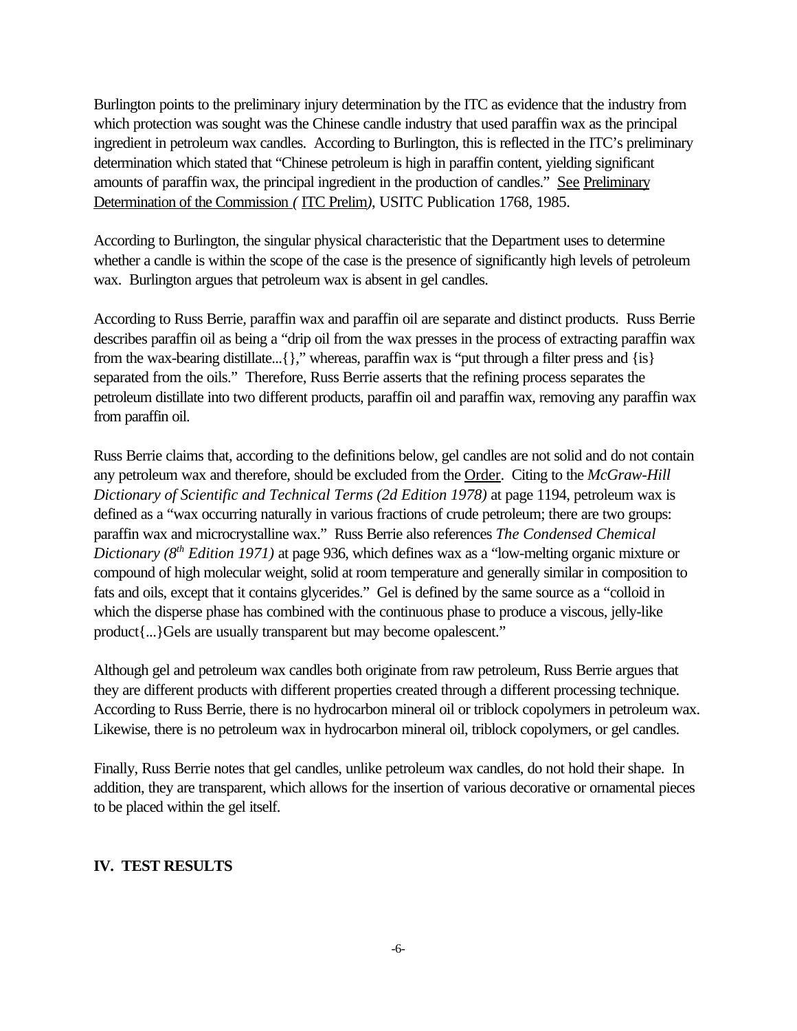Burlington points to the preliminary injury determination by the ITC as evidence that the industry from which protection was sought was the Chinese candle industry that used paraffin wax as the principal ingredient in petroleum wax candles. According to Burlington, this is reflected in the ITC's preliminary determination which stated that "Chinese petroleum is high in paraffin content, yielding significant amounts of paraffin wax, the principal ingredient in the production of candles." See Preliminary Determination of the Commission ( ITC Prelim), USITC Publication 1768, 1985.

According to Burlington, the singular physical characteristic that the Department uses to determine whether a candle is within the scope of the case is the presence of significantly high levels of petroleum wax. Burlington argues that petroleum wax is absent in gel candles.

According to Russ Berrie, paraffin wax and paraffin oil are separate and distinct products. Russ Berrie describes paraffin oil as being a "drip oil from the wax presses in the process of extracting paraffin wax from the wax-bearing distillate...{}," whereas, paraffin wax is "put through a filter press and {is} separated from the oils." Therefore, Russ Berrie asserts that the refining process separates the petroleum distillate into two different products, paraffin oil and paraffin wax, removing any paraffin wax from paraffin oil.

Russ Berrie claims that, according to the definitions below, gel candles are not solid and do not contain any petroleum wax and therefore, should be excluded from the Order. Citing to the *McGraw-Hill Dictionary of Scientific and Technical Terms (2d Edition 1978)* at page 1194, petroleum wax is defined as a "wax occurring naturally in various fractions of crude petroleum; there are two groups: paraffin wax and microcrystalline wax." Russ Berrie also references *The Condensed Chemical Dictionary (8th Edition 1971)* at page 936, which defines wax as a "low-melting organic mixture or compound of high molecular weight, solid at room temperature and generally similar in composition to fats and oils, except that it contains glycerides." Gel is defined by the same source as a "colloid in which the disperse phase has combined with the continuous phase to produce a viscous, jelly-like product{...}Gels are usually transparent but may become opalescent."

Although gel and petroleum wax candles both originate from raw petroleum, Russ Berrie argues that they are different products with different properties created through a different processing technique. According to Russ Berrie, there is no hydrocarbon mineral oil or triblock copolymers in petroleum wax. Likewise, there is no petroleum wax in hydrocarbon mineral oil, triblock copolymers, or gel candles.

Finally, Russ Berrie notes that gel candles, unlike petroleum wax candles, do not hold their shape. In addition, they are transparent, which allows for the insertion of various decorative or ornamental pieces to be placed within the gel itself.

## IV. TEST RESULTS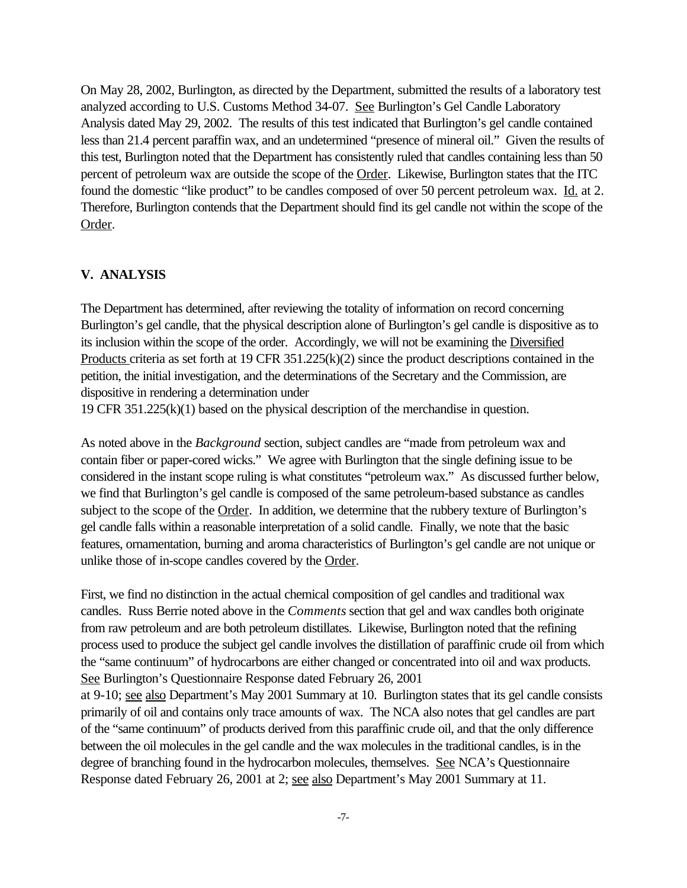On May 28, 2002, Burlington, as directed by the Department, submitted the results of a laboratory test analyzed according to U.S. Customs Method 34-07. See Burlington's Gel Candle Laboratory Analysis dated May 29, 2002. The results of this test indicated that Burlington's gel candle contained less than 21.4 percent paraffin wax, and an undetermined "presence of mineral oil." Given the results of this test, Burlington noted that the Department has consistently ruled that candles containing less than 50 percent of petroleum wax are outside the scope of the Order. Likewise, Burlington states that the ITC found the domestic "like product" to be candles composed of over 50 percent petroleum wax. Id. at 2. Therefore, Burlington contends that the Department should find its gel candle not within the scope of the Order.

## V. ANALYSIS

The Department has determined, after reviewing the totality of information on record concerning Burlington's gel candle, that the physical description alone of Burlington's gel candle is dispositive as to its inclusion within the scope of the order. Accordingly, we will not be examining the Diversified Products criteria as set forth at 19 CFR 351.225(k)(2) since the product descriptions contained in the petition, the initial investigation, and the determinations of the Secretary and the Commission, are dispositive in rendering a determination under 19 CFR 351.225(k)(1) based on the physical description of the merchandise in question.

As noted above in the *Background* section, subject candles are "made from petroleum wax and contain fiber or paper-cored wicks." We agree with Burlington that the single defining issue to be considered in the instant scope ruling is what constitutes "petroleum wax." As discussed further below, we find that Burlington's gel candle is composed of the same petroleum-based substance as candles subject to the scope of the Order. In addition, we determine that the rubbery texture of Burlington's gel candle falls within a reasonable interpretation of a solid candle. Finally, we note that the basic features, ornamentation, burning and aroma characteristics of Burlington's gel candle are not unique or unlike those of in-scope candles covered by the Order.

First, we find no distinction in the actual chemical composition of gel candles and traditional wax candles. Russ Berrie noted above in the *Comments* section that gel and wax candles both originate from raw petroleum and are both petroleum distillates. Likewise, Burlington noted that the refining process used to produce the subject gel candle involves the distillation of paraffinic crude oil from which the "same continuum" of hydrocarbons are either changed or concentrated into oil and wax products. See Burlington's Questionnaire Response dated February 26, 2001 at 9-10; see also Department's May 2001 Summary at 10. Burlington states that its gel candle consists primarily of oil and contains only trace amounts of wax. The NCA also notes that gel candles are part of the "same continuum" of products derived from this paraffinic crude oil, and that the only difference between the oil molecules in the gel candle and the wax molecules in the traditional candles, is in the degree of branching found in the hydrocarbon molecules, themselves. See NCA's Questionnaire Response dated February 26, 2001 at 2; see also Department's May 2001 Summary at 11.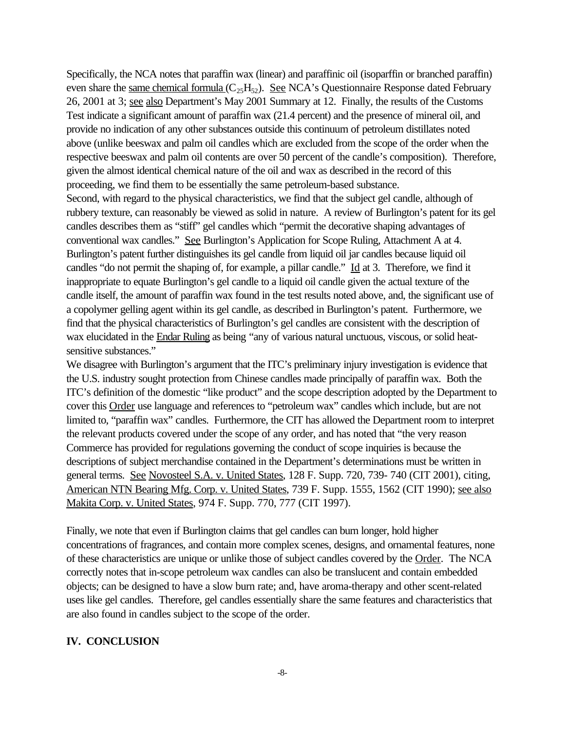Specifically, the NCA notes that paraffin wax (linear) and paraffinic oil (isoparffin or branched paraffin) even share the same chemical formula ($C_{25}H_{52}$). See NCA's Questionnaire Response dated February 26, 2001 at 3; see also Department's May 2001 Summary at 12. Finally, the results of the Customs Test indicate a significant amount of paraffin wax (21.4 percent) and the presence of mineral oil, and provide no indication of any other substances outside this continuum of petroleum distillates noted above (unlike beeswax and palm oil candles which are excluded from the scope of the order when the respective beeswax and palm oil contents are over 50 percent of the candle's composition). Therefore, given the almost identical chemical nature of the oil and wax as described in the record of this proceeding, we find them to be essentially the same petroleum-based substance.

Second, with regard to the physical characteristics, we find that the subject gel candle, although of rubbery texture, can reasonably be viewed as solid in nature. A review of Burlington's patent for its gel candles describes them as "stiff" gel candles which "permit the decorative shaping advantages of conventional wax candles." See Burlington's Application for Scope Ruling, Attachment A at 4. Burlington's patent further distinguishes its gel candle from liquid oil jar candles because liquid oil candles "do not permit the shaping of, for example, a pillar candle." Id at 3. Therefore, we find it inappropriate to equate Burlington's gel candle to a liquid oil candle given the actual texture of the candle itself, the amount of paraffin wax found in the test results noted above, and, the significant use of a copolymer gelling agent within its gel candle, as described in Burlington's patent. Furthermore, we find that the physical characteristics of Burlington's gel candles are consistent with the description of wax elucidated in the Endar Ruling as being "any of various natural unctuous, viscous, or solid heat-sensitive substances."

We disagree with Burlington's argument that the ITC's preliminary injury investigation is evidence that the U.S. industry sought protection from Chinese candles made principally of paraffin wax. Both the ITC's definition of the domestic "like product" and the scope description adopted by the Department to cover this Order use language and references to "petroleum wax" candles which include, but are not limited to, "paraffin wax" candles. Furthermore, the CIT has allowed the Department room to interpret the relevant products covered under the scope of any order, and has noted that "the very reason Commerce has provided for regulations governing the conduct of scope inquiries is because the descriptions of subject merchandise contained in the Department's determinations must be written in general terms. See Novosteel S.A. v. United States, 128 F. Supp. 720, 739- 740 (CIT 2001), citing, American NTN Bearing Mfg. Corp. v. United States, 739 F. Supp. 1555, 1562 (CIT 1990); see also Makita Corp. v. United States, 974 F. Supp. 770, 777 (CIT 1997).

Finally, we note that even if Burlington claims that gel candles can burn longer, hold higher concentrations of fragrances, and contain more complex scenes, designs, and ornamental features, none of these characteristics are unique or unlike those of subject candles covered by the Order. The NCA correctly notes that in-scope petroleum wax candles can also be translucent and contain embedded objects; can be designed to have a slow burn rate; and, have aroma-therapy and other scent-related uses like gel candles. Therefore, gel candles essentially share the same features and characteristics that are also found in candles subject to the scope of the order.

## IV. CONCLUSION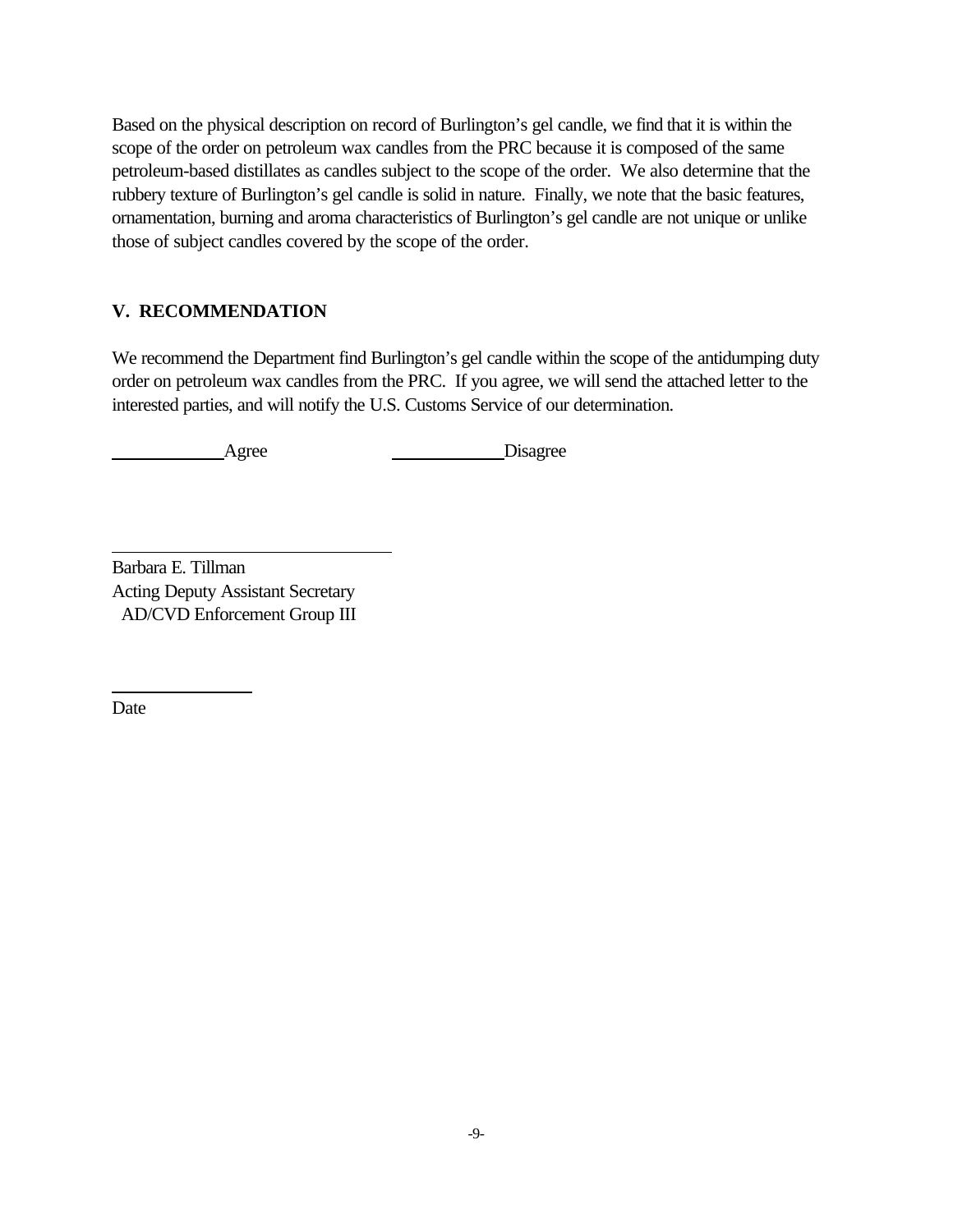Based on the physical description on record of Burlington's gel candle, we find that it is within the scope of the order on petroleum wax candles from the PRC because it is composed of the same petroleum-based distillates as candles subject to the scope of the order. We also determine that the rubbery texture of Burlington's gel candle is solid in nature. Finally, we note that the basic features, ornamentation, burning and aroma characteristics of Burlington's gel candle are not unique or unlike those of subject candles covered by the scope of the order.

## V. RECOMMENDATION

We recommend the Department find Burlington's gel candle within the scope of the antidumping duty order on petroleum wax candles from the PRC. If you agree, we will send the attached letter to the interested parties, and will notify the U.S. Customs Service of our determination.

\_\_\_\_\_\_\_\_\_\_\_\_ Agree &nbsp;&nbsp;&nbsp;&nbsp;&nbsp;&nbsp;&nbsp;&nbsp;&nbsp;&nbsp;&nbsp;&nbsp; \_\_\_\_\_\_\_\_\_\_\_\_ Disagree

\_\_\_\_\_\_\_\_\_\_\_\_\_\_\_\_\_\_\_\_\_\_\_\_\_\_\_\_\_\_

Barbara E. Tillman
Acting Deputy Assistant Secretary
AD/CVD Enforcement Group III

\_\_\_\_\_\_\_\_\_\_\_\_\_\_\_

Date